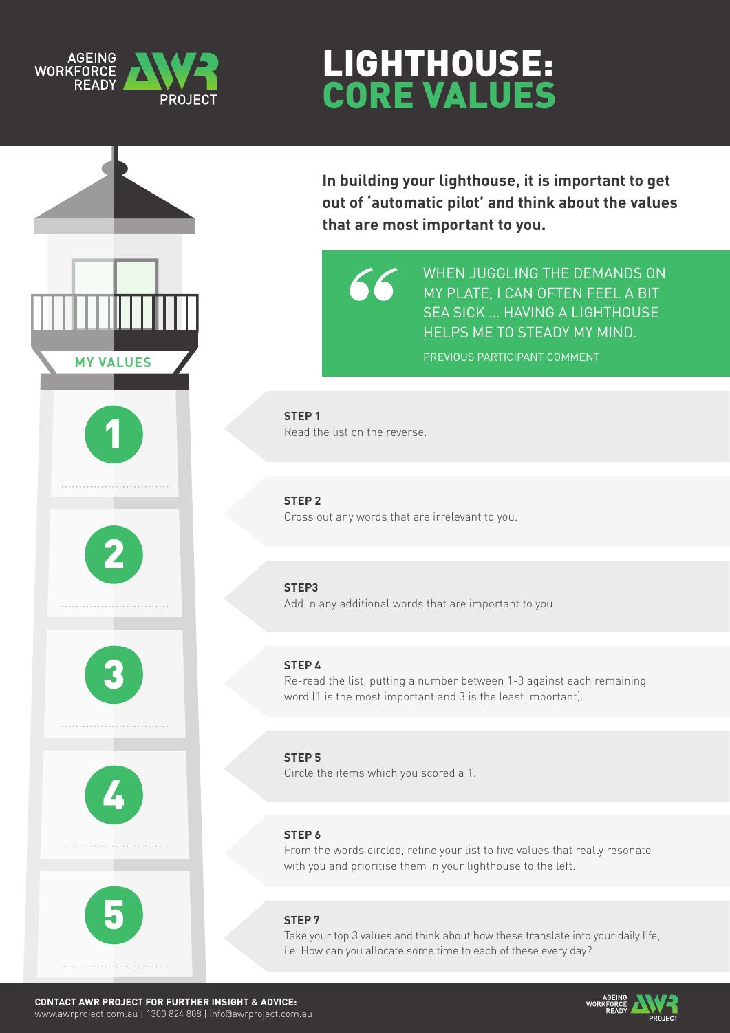AGEING WORKFORCE READY AWR PROJECT

# LIGHTHOUSE: CORE VALUES

**In building your lighthouse, it is important to get out of 'automatic pilot' and think about the values that are most important to you.**

> WHEN JUGGLING THE DEMANDS ON MY PLATE, I CAN OFTEN FEEL A BIT SEA SICK ... HAVING A LIGHTHOUSE HELPS ME TO STEADY MY MIND.
>
> PREVIOUS PARTICIPANT COMMENT

**MY VALUES**

1. ..............................
2. ..............................
3. ..............................
4. ..............................
5. ..............................

**STEP 1**
Read the list on the reverse.

**STEP 2**
Cross out any words that are irrelevant to you.

**STEP3**
Add in any additional words that are important to you.

**STEP 4**
Re-read the list, putting a number between 1-3 against each remaining word (1 is the most important and 3 is the least important).

**STEP 5**
Circle the items which you scored a 1.

**STEP 6**
From the words circled, refine your list to five values that really resonate with you and prioritise them in your lighthouse to the left.

**STEP 7**
Take your top 3 values and think about how these translate into your daily life, i.e. How can you allocate some time to each of these every day?

**CONTACT AWR PROJECT FOR FURTHER INSIGHT & ADVICE:**
www.awrproject.com.au | 1300 824 808 | info@awrproject.com.au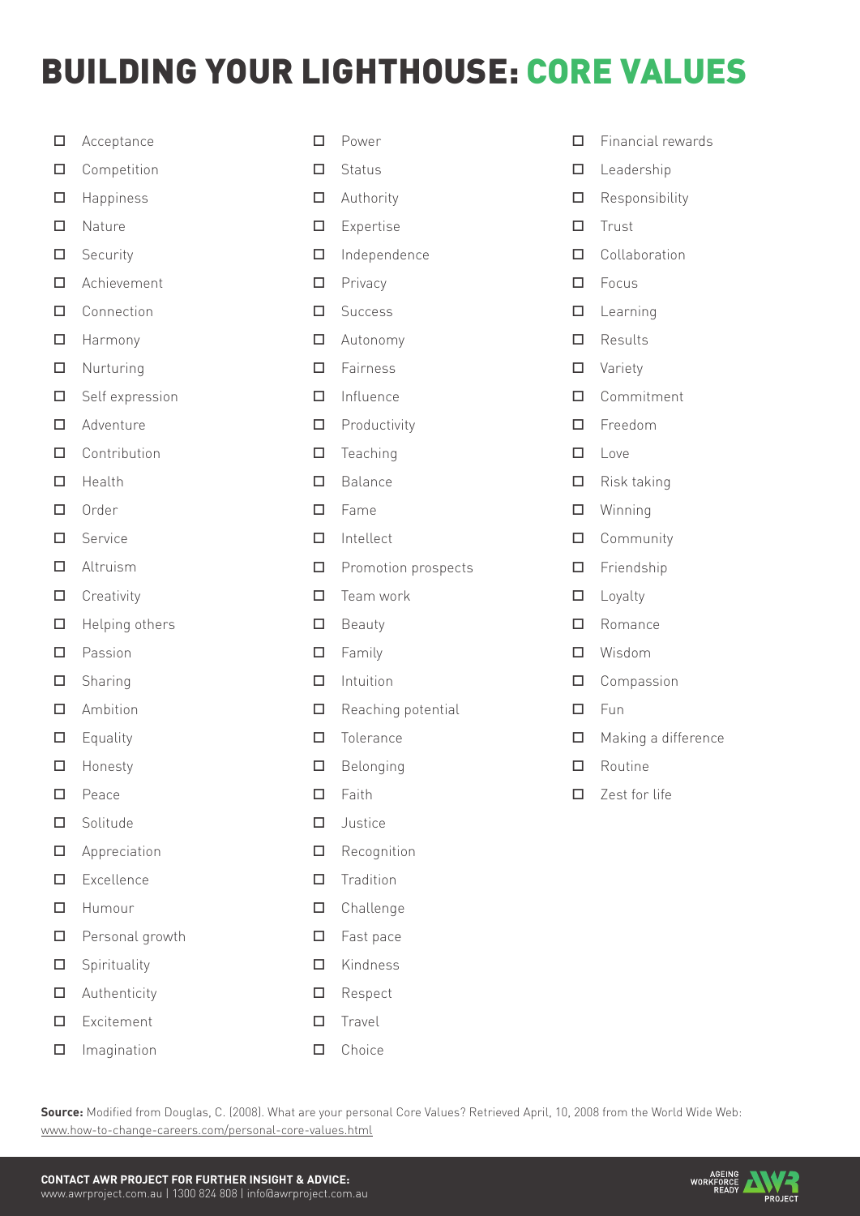# BUILDING YOUR LIGHTHOUSE: CORE VALUES

- ☐ Acceptance
- ☐ Competition
- ☐ Happiness
- ☐ Nature
- ☐ Security
- ☐ Achievement
- ☐ Connection
- ☐ Harmony
- ☐ Nurturing
- ☐ Self expression
- ☐ Adventure
- ☐ Contribution
- ☐ Health
- ☐ Order
- ☐ Service
- ☐ Altruism
- ☐ Creativity
- ☐ Helping others
- ☐ Passion
- ☐ Sharing
- ☐ Ambition
- ☐ Equality
- ☐ Honesty
- ☐ Peace
- ☐ Solitude
- ☐ Appreciation
- ☐ Excellence
- ☐ Humour
- ☐ Personal growth
- ☐ Spirituality
- ☐ Authenticity
- ☐ Excitement
- ☐ Imagination
- ☐ Power
- ☐ Status
- ☐ Authority
- ☐ Expertise
- ☐ Independence
- ☐ Privacy
- ☐ Success
- ☐ Autonomy
- ☐ Fairness
- ☐ Influence
- ☐ Productivity
- ☐ Teaching
- ☐ Balance
- ☐ Fame
- ☐ Intellect
- ☐ Promotion prospects
- ☐ Team work
- ☐ Beauty
- ☐ Family
- ☐ Intuition
- ☐ Reaching potential
- ☐ Tolerance
- ☐ Belonging
- ☐ Faith
- ☐ Justice
- ☐ Recognition
- ☐ Tradition
- ☐ Challenge
- ☐ Fast pace
- ☐ Kindness
- ☐ Respect
- ☐ Travel
- ☐ Choice
- ☐ Financial rewards
- ☐ Leadership
- ☐ Responsibility
- ☐ Trust
- ☐ Collaboration
- ☐ Focus
- ☐ Learning
- ☐ Results
- ☐ Variety
- ☐ Commitment
- ☐ Freedom
- ☐ Love
- ☐ Risk taking
- ☐ Winning
- ☐ Community
- ☐ Friendship
- ☐ Loyalty
- ☐ Romance
- ☐ Wisdom
- ☐ Compassion
- ☐ Fun
- ☐ Making a difference
- ☐ Routine
- ☐ Zest for life

**Source:** Modified from Douglas, C. (2008). What are your personal Core Values? Retrieved April, 10, 2008 from the World Wide Web: www.how-to-change-careers.com/personal-core-values.html

**CONTACT AWR PROJECT FOR FURTHER INSIGHT & ADVICE:**
www.awrproject.com.au | 1300 824 808 | info@awrproject.com.au